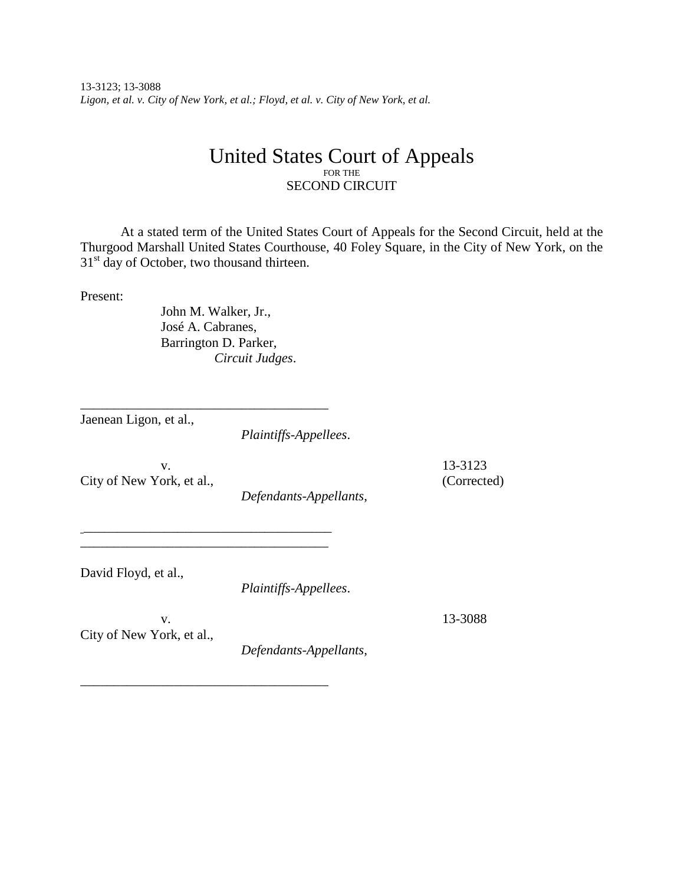13-3123; 13-3088
*Ligon, et al. v. City of New York, et al.; Floyd, et al. v. City of New York, et al.*

# United States Court of Appeals
FOR THE
SECOND CIRCUIT

At a stated term of the United States Court of Appeals for the Second Circuit, held at the Thurgood Marshall United States Courthouse, 40 Foley Square, in the City of New York, on the 31st day of October, two thousand thirteen.

Present:

John M. Walker, Jr.,
José A. Cabranes,
Barrington D. Parker,
*Circuit Judges*.

---

Jaenean Ligon, et al.,
*Plaintiffs-Appellees*.

v. — 13-3123 (Corrected)

City of New York, et al.,
*Defendants-Appellants*,

---

David Floyd, et al.,
*Plaintiffs-Appellees*.

v. — 13-3088

City of New York, et al.,
*Defendants-Appellants*,

---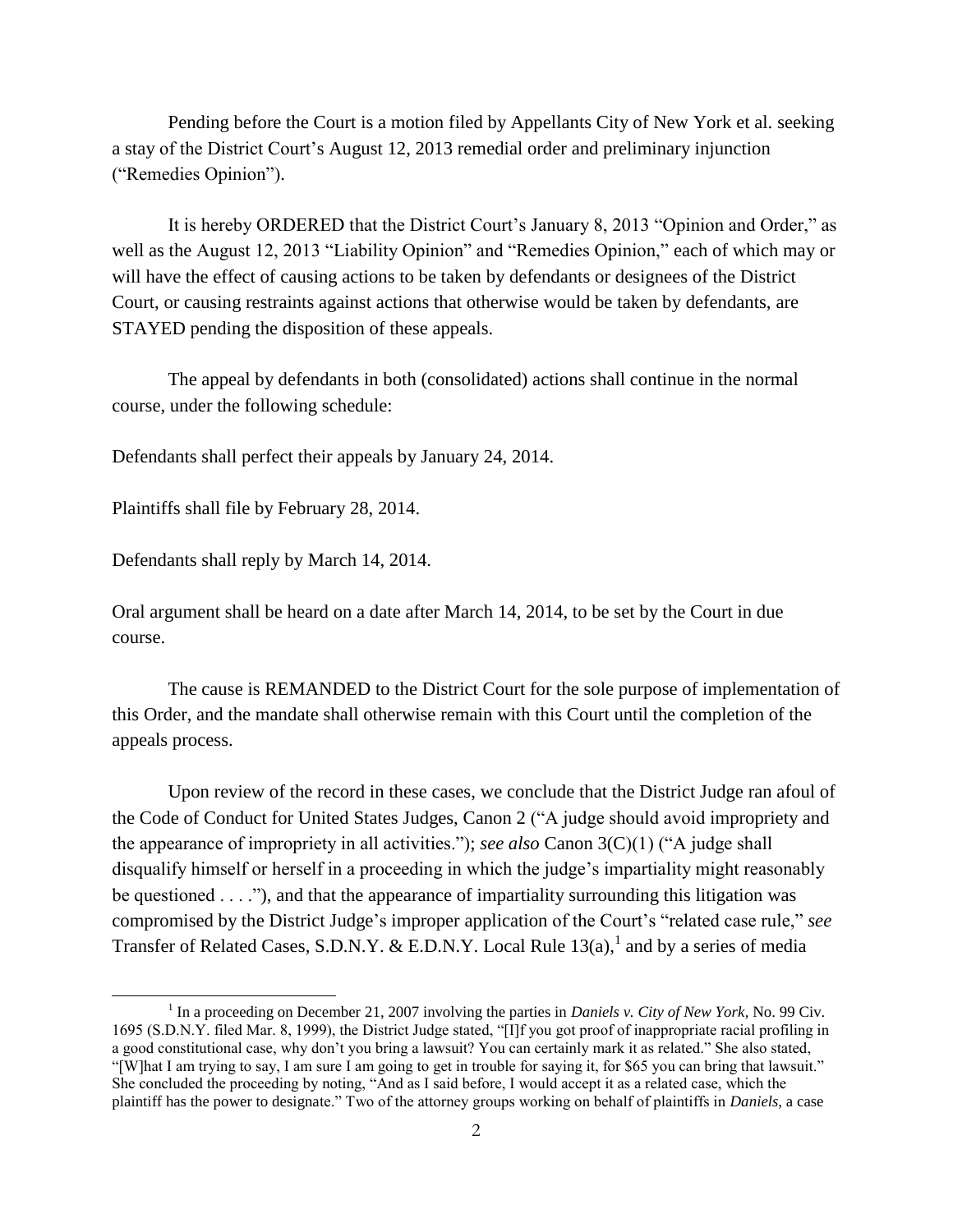Pending before the Court is a motion filed by Appellants City of New York et al. seeking a stay of the District Court's August 12, 2013 remedial order and preliminary injunction ("Remedies Opinion").

It is hereby ORDERED that the District Court's January 8, 2013 "Opinion and Order," as well as the August 12, 2013 "Liability Opinion" and "Remedies Opinion," each of which may or will have the effect of causing actions to be taken by defendants or designees of the District Court, or causing restraints against actions that otherwise would be taken by defendants, are STAYED pending the disposition of these appeals.

The appeal by defendants in both (consolidated) actions shall continue in the normal course, under the following schedule:

Defendants shall perfect their appeals by January 24, 2014.

Plaintiffs shall file by February 28, 2014.

Defendants shall reply by March 14, 2014.

Oral argument shall be heard on a date after March 14, 2014, to be set by the Court in due course.

The cause is REMANDED to the District Court for the sole purpose of implementation of this Order, and the mandate shall otherwise remain with this Court until the completion of the appeals process.

Upon review of the record in these cases, we conclude that the District Judge ran afoul of the Code of Conduct for United States Judges, Canon 2 ("A judge should avoid impropriety and the appearance of impropriety in all activities."); *see also* Canon 3(C)(1) ("A judge shall disqualify himself or herself in a proceeding in which the judge's impartiality might reasonably be questioned . . . ."), and that the appearance of impartiality surrounding this litigation was compromised by the District Judge's improper application of the Court's "related case rule," *see* Transfer of Related Cases, S.D.N.Y. & E.D.N.Y. Local Rule 13(a),[1] and by a series of media

[1] In a proceeding on December 21, 2007 involving the parties in *Daniels v. City of New York*, No. 99 Civ. 1695 (S.D.N.Y. filed Mar. 8, 1999), the District Judge stated, "[I]f you got proof of inappropriate racial profiling in a good constitutional case, why don't you bring a lawsuit? You can certainly mark it as related." She also stated, "[W]hat I am trying to say, I am sure I am going to get in trouble for saying it, for $65 you can bring that lawsuit." She concluded the proceeding by noting, "And as I said before, I would accept it as a related case, which the plaintiff has the power to designate." Two of the attorney groups working on behalf of plaintiffs in *Daniels*, a case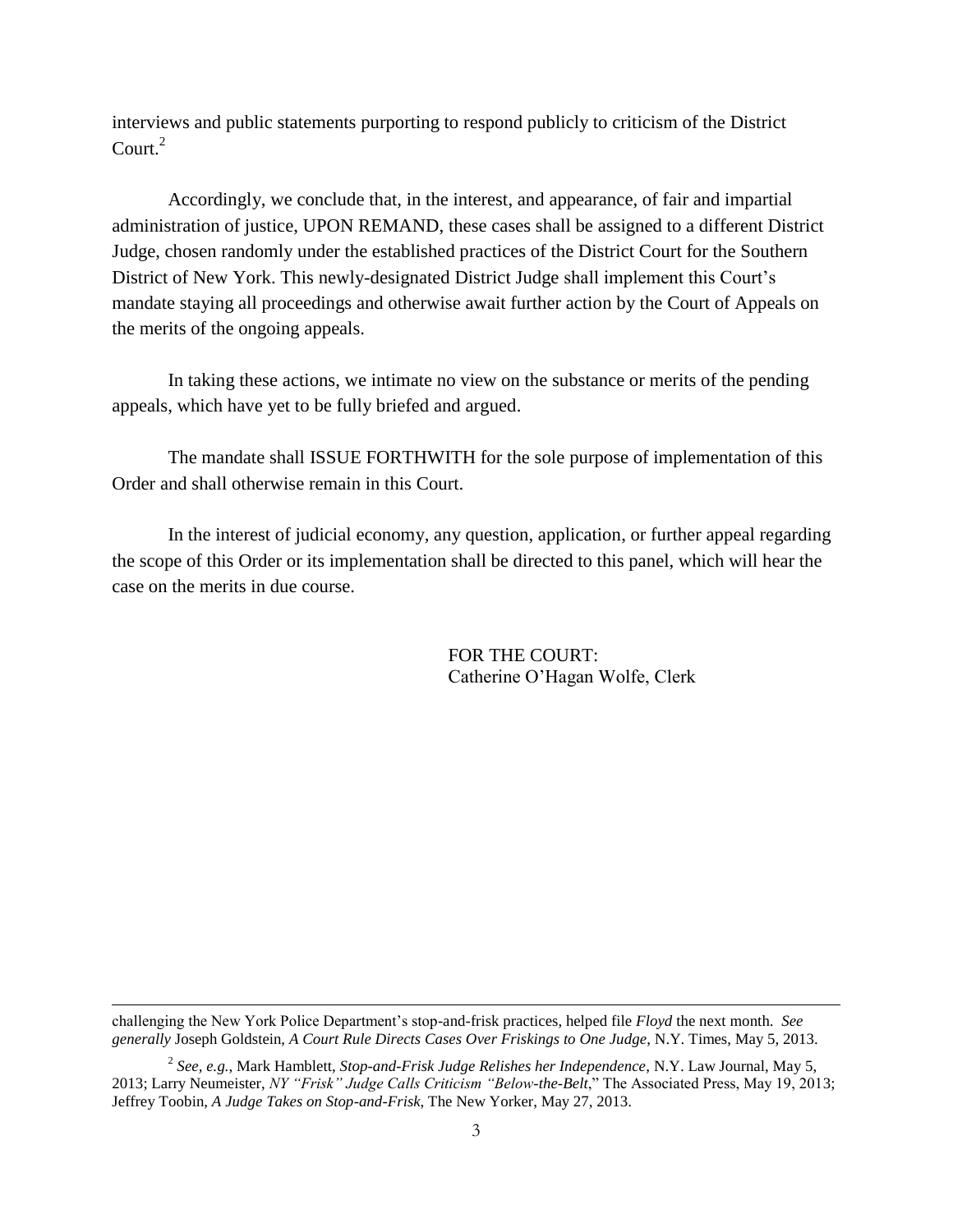interviews and public statements purporting to respond publicly to criticism of the District Court.[2]

Accordingly, we conclude that, in the interest, and appearance, of fair and impartial administration of justice, UPON REMAND, these cases shall be assigned to a different District Judge, chosen randomly under the established practices of the District Court for the Southern District of New York. This newly-designated District Judge shall implement this Court's mandate staying all proceedings and otherwise await further action by the Court of Appeals on the merits of the ongoing appeals.

In taking these actions, we intimate no view on the substance or merits of the pending appeals, which have yet to be fully briefed and argued.

The mandate shall ISSUE FORTHWITH for the sole purpose of implementation of this Order and shall otherwise remain in this Court.

In the interest of judicial economy, any question, application, or further appeal regarding the scope of this Order or its implementation shall be directed to this panel, which will hear the case on the merits in due course.

FOR THE COURT:
Catherine O'Hagan Wolfe, Clerk

---

challenging the New York Police Department's stop-and-frisk practices, helped file *Floyd* the next month. *See generally* Joseph Goldstein, *A Court Rule Directs Cases Over Friskings to One Judge*, N.Y. Times, May 5, 2013.

[2] *See, e.g.*, Mark Hamblett, *Stop-and-Frisk Judge Relishes her Independence*, N.Y. Law Journal, May 5, 2013; Larry Neumeister, *NY "Frisk" Judge Calls Criticism "Below-the-Belt*," The Associated Press, May 19, 2013; Jeffrey Toobin, *A Judge Takes on Stop-and-Frisk*, The New Yorker, May 27, 2013.